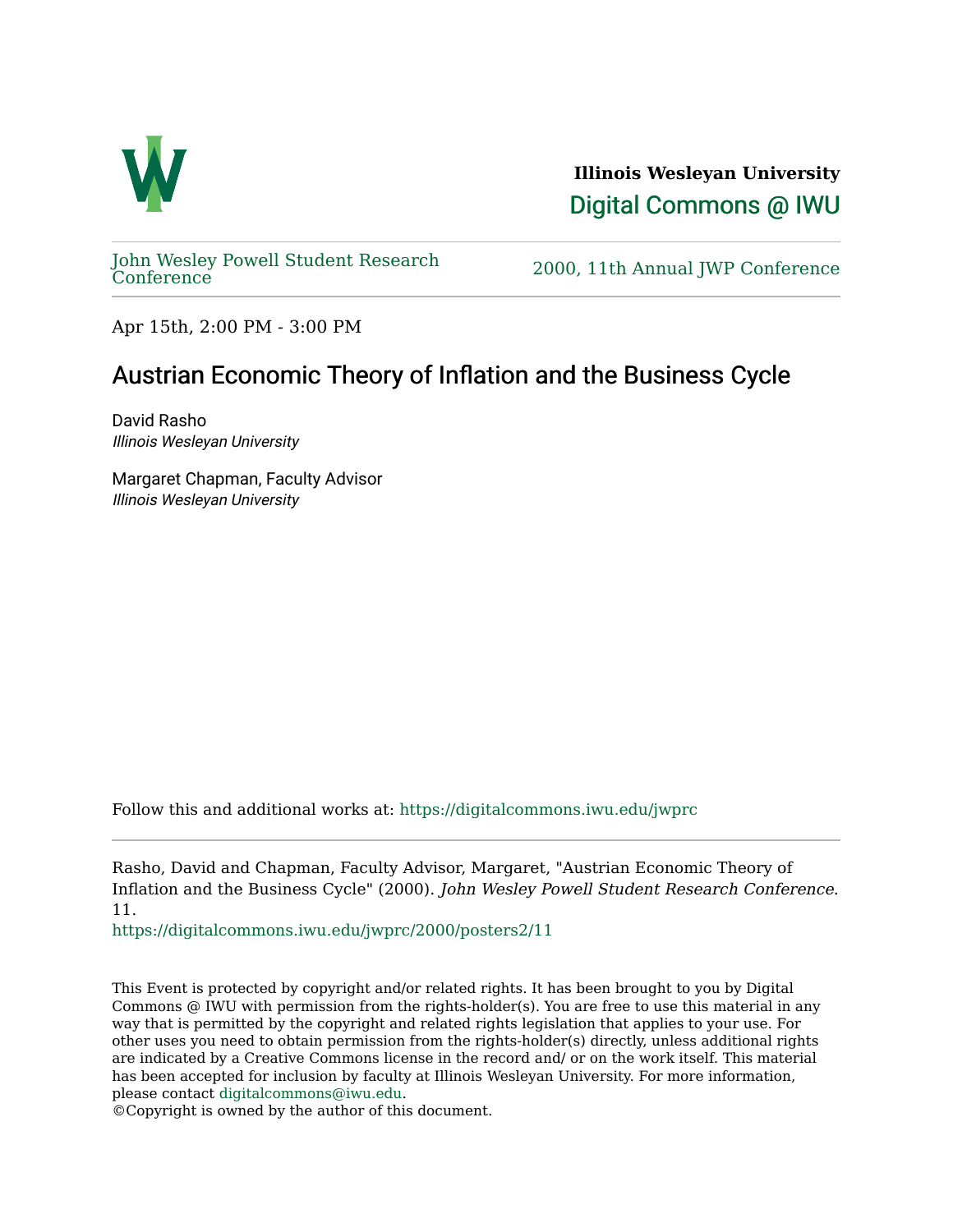Illinois Wesleyan University

Digital Commons @ IWU

John Wesley Powell Student Research Conference

2000, 11th Annual JWP Conference

Apr 15th, 2:00 PM - 3:00 PM

# Austrian Economic Theory of Inflation and the Business Cycle

David Rasho
*Illinois Wesleyan University*

Margaret Chapman, Faculty Advisor
*Illinois Wesleyan University*

Follow this and additional works at: https://digitalcommons.iwu.edu/jwprc

Rasho, David and Chapman, Faculty Advisor, Margaret, "Austrian Economic Theory of Inflation and the Business Cycle" (2000). *John Wesley Powell Student Research Conference*. 11.
https://digitalcommons.iwu.edu/jwprc/2000/posters2/11

This Event is protected by copyright and/or related rights. It has been brought to you by Digital Commons @ IWU with permission from the rights-holder(s). You are free to use this material in any way that is permitted by the copyright and related rights legislation that applies to your use. For other uses you need to obtain permission from the rights-holder(s) directly, unless additional rights are indicated by a Creative Commons license in the record and/ or on the work itself. This material has been accepted for inclusion by faculty at Illinois Wesleyan University. For more information, please contact digitalcommons@iwu.edu.
©Copyright is owned by the author of this document.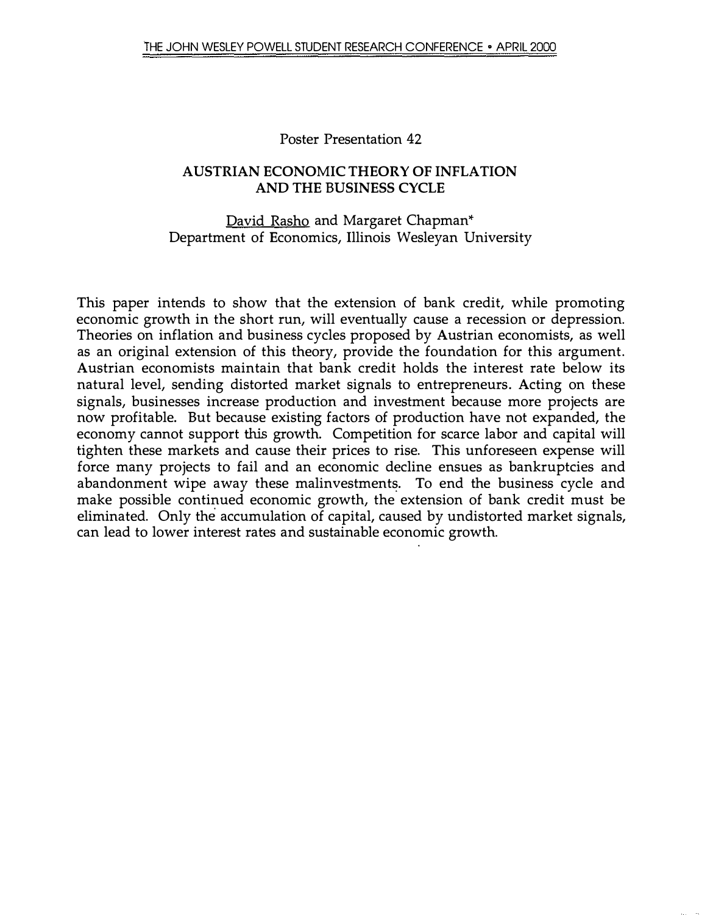Poster Presentation 42

## AUSTRIAN ECONOMIC THEORY OF INFLATION AND THE BUSINESS CYCLE

David Rasho and Margaret Chapman*
Department of Economics, Illinois Wesleyan University

This paper intends to show that the extension of bank credit, while promoting economic growth in the short run, will eventually cause a recession or depression. Theories on inflation and business cycles proposed by Austrian economists, as well as an original extension of this theory, provide the foundation for this argument. Austrian economists maintain that bank credit holds the interest rate below its natural level, sending distorted market signals to entrepreneurs. Acting on these signals, businesses increase production and investment because more projects are now profitable. But because existing factors of production have not expanded, the economy cannot support this growth. Competition for scarce labor and capital will tighten these markets and cause their prices to rise. This unforeseen expense will force many projects to fail and an economic decline ensues as bankruptcies and abandonment wipe away these malinvestments. To end the business cycle and make possible continued economic growth, the extension of bank credit must be eliminated. Only the accumulation of capital, caused by undistorted market signals, can lead to lower interest rates and sustainable economic growth.